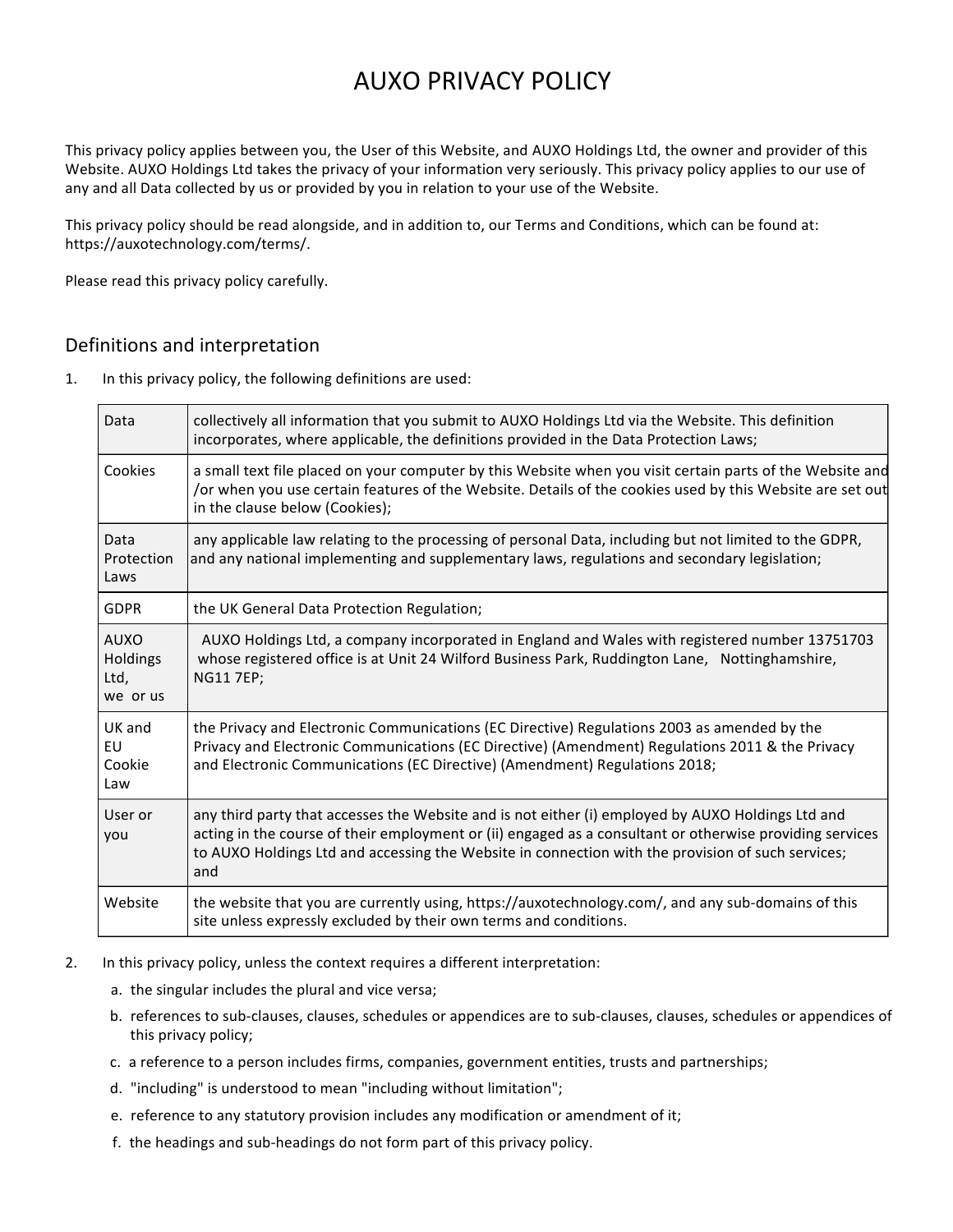# AUXO PRIVACY POLICY

This privacy policy applies between you, the User of this Website, and AUXO Holdings Ltd, the owner and provider of this Website. AUXO Holdings Ltd takes the privacy of your information very seriously. This privacy policy applies to our use of any and all Data collected by us or provided by you in relation to your use of the Website.

This privacy policy should be read alongside, and in addition to, our Terms and Conditions, which can be found at: https://auxotechnology.com/terms/.

Please read this privacy policy carefully.

## Definitions and interpretation

1. In this privacy policy, the following definitions are used:

| | |
|---|---|
| Data | collectively all information that you submit to AUXO Holdings Ltd via the Website. This definition incorporates, where applicable, the definitions provided in the Data Protection Laws; |
| Cookies | a small text file placed on your computer by this Website when you visit certain parts of the Website and /or when you use certain features of the Website. Details of the cookies used by this Website are set out in the clause below (Cookies); |
| Data Protection Laws | any applicable law relating to the processing of personal Data, including but not limited to the GDPR, and any national implementing and supplementary laws, regulations and secondary legislation; |
| GDPR | the UK General Data Protection Regulation; |
| AUXO Holdings Ltd, we or us | AUXO Holdings Ltd, a company incorporated in England and Wales with registered number 13751703 whose registered office is at Unit 24 Wilford Business Park, Ruddington Lane, Nottinghamshire, NG11 7EP; |
| UK and EU Cookie Law | the Privacy and Electronic Communications (EC Directive) Regulations 2003 as amended by the Privacy and Electronic Communications (EC Directive) (Amendment) Regulations 2011 & the Privacy and Electronic Communications (EC Directive) (Amendment) Regulations 2018; |
| User or you | any third party that accesses the Website and is not either (i) employed by AUXO Holdings Ltd and acting in the course of their employment or (ii) engaged as a consultant or otherwise providing services to AUXO Holdings Ltd and accessing the Website in connection with the provision of such services; and |
| Website | the website that you are currently using, https://auxotechnology.com/, and any sub-domains of this site unless expressly excluded by their own terms and conditions. |

2. In this privacy policy, unless the context requires a different interpretation:
   a. the singular includes the plural and vice versa;
   b. references to sub-clauses, clauses, schedules or appendices are to sub-clauses, clauses, schedules or appendices of this privacy policy;
   c. a reference to a person includes firms, companies, government entities, trusts and partnerships;
   d. "including" is understood to mean "including without limitation";
   e. reference to any statutory provision includes any modification or amendment of it;
   f. the headings and sub-headings do not form part of this privacy policy.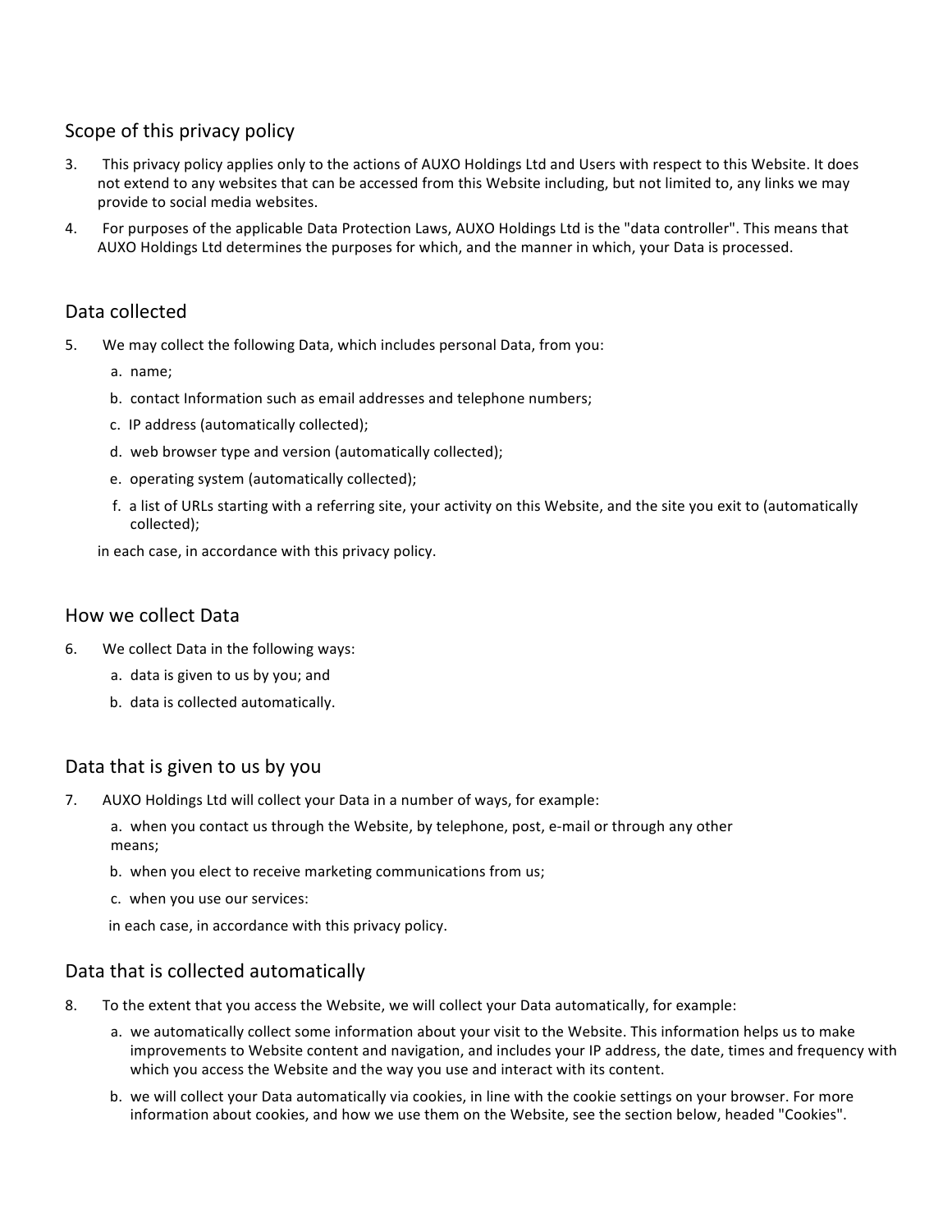## Scope of this privacy policy

3. This privacy policy applies only to the actions of AUXO Holdings Ltd and Users with respect to this Website. It does not extend to any websites that can be accessed from this Website including, but not limited to, any links we may provide to social media websites.
4. For purposes of the applicable Data Protection Laws, AUXO Holdings Ltd is the "data controller". This means that AUXO Holdings Ltd determines the purposes for which, and the manner in which, your Data is processed.

## Data collected

5. We may collect the following Data, which includes personal Data, from you:
   a. name;
   b. contact Information such as email addresses and telephone numbers;
   c. IP address (automatically collected);
   d. web browser type and version (automatically collected);
   e. operating system (automatically collected);
   f. a list of URLs starting with a referring site, your activity on this Website, and the site you exit to (automatically collected);

   in each case, in accordance with this privacy policy.

## How we collect Data

6. We collect Data in the following ways:
   a. data is given to us by you; and
   b. data is collected automatically.

## Data that is given to us by you

7. AUXO Holdings Ltd will collect your Data in a number of ways, for example:
   a. when you contact us through the Website, by telephone, post, e-mail or through any other means;
   b. when you elect to receive marketing communications from us;
   c. when you use our services:

   in each case, in accordance with this privacy policy.

## Data that is collected automatically

8. To the extent that you access the Website, we will collect your Data automatically, for example:
   a. we automatically collect some information about your visit to the Website. This information helps us to make improvements to Website content and navigation, and includes your IP address, the date, times and frequency with which you access the Website and the way you use and interact with its content.
   b. we will collect your Data automatically via cookies, in line with the cookie settings on your browser. For more information about cookies, and how we use them on the Website, see the section below, headed "Cookies".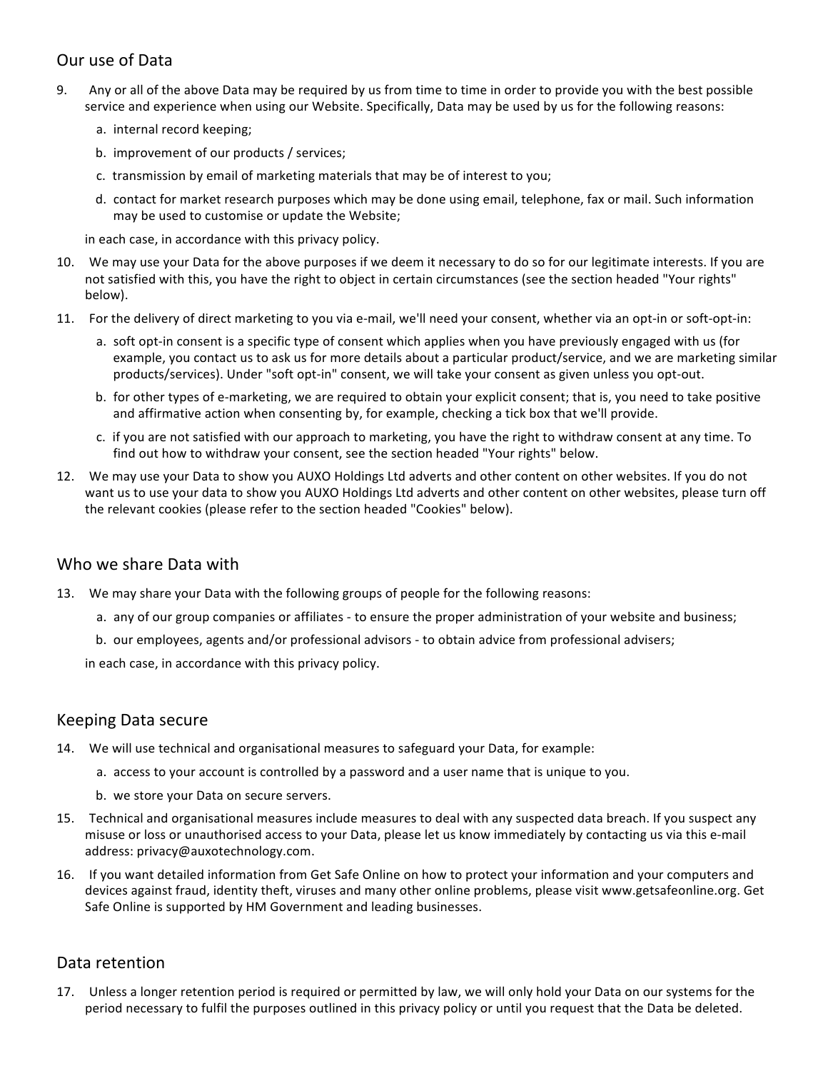## Our use of Data

9. Any or all of the above Data may be required by us from time to time in order to provide you with the best possible service and experience when using our Website. Specifically, Data may be used by us for the following reasons:

    a. internal record keeping;

    b. improvement of our products / services;

    c. transmission by email of marketing materials that may be of interest to you;

    d. contact for market research purposes which may be done using email, telephone, fax or mail. Such information may be used to customise or update the Website;

    in each case, in accordance with this privacy policy.

10. We may use your Data for the above purposes if we deem it necessary to do so for our legitimate interests. If you are not satisfied with this, you have the right to object in certain circumstances (see the section headed "Your rights" below).

11. For the delivery of direct marketing to you via e-mail, we'll need your consent, whether via an opt-in or soft-opt-in:

    a. soft opt-in consent is a specific type of consent which applies when you have previously engaged with us (for example, you contact us to ask us for more details about a particular product/service, and we are marketing similar products/services). Under "soft opt-in" consent, we will take your consent as given unless you opt-out.

    b. for other types of e-marketing, we are required to obtain your explicit consent; that is, you need to take positive and affirmative action when consenting by, for example, checking a tick box that we'll provide.

    c. if you are not satisfied with our approach to marketing, you have the right to withdraw consent at any time. To find out how to withdraw your consent, see the section headed "Your rights" below.

12. We may use your Data to show you AUXO Holdings Ltd adverts and other content on other websites. If you do not want us to use your data to show you AUXO Holdings Ltd adverts and other content on other websites, please turn off the relevant cookies (please refer to the section headed "Cookies" below).

## Who we share Data with

13. We may share your Data with the following groups of people for the following reasons:

    a. any of our group companies or affiliates - to ensure the proper administration of your website and business;

    b. our employees, agents and/or professional advisors - to obtain advice from professional advisers;

    in each case, in accordance with this privacy policy.

## Keeping Data secure

14. We will use technical and organisational measures to safeguard your Data, for example:

    a. access to your account is controlled by a password and a user name that is unique to you.

    b. we store your Data on secure servers.

15. Technical and organisational measures include measures to deal with any suspected data breach. If you suspect any misuse or loss or unauthorised access to your Data, please let us know immediately by contacting us via this e-mail address: privacy@auxotechnology.com.

16. If you want detailed information from Get Safe Online on how to protect your information and your computers and devices against fraud, identity theft, viruses and many other online problems, please visit www.getsafeonline.org. Get Safe Online is supported by HM Government and leading businesses.

## Data retention

17. Unless a longer retention period is required or permitted by law, we will only hold your Data on our systems for the period necessary to fulfil the purposes outlined in this privacy policy or until you request that the Data be deleted.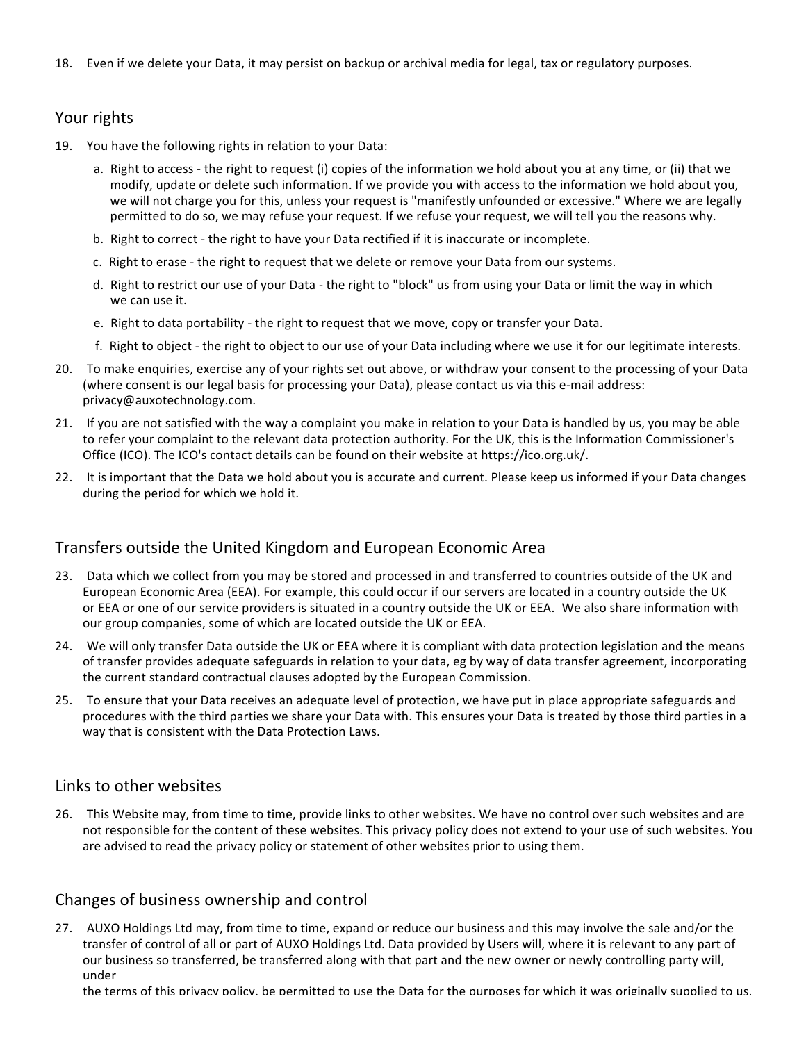18. Even if we delete your Data, it may persist on backup or archival media for legal, tax or regulatory purposes.

## Your rights

19. You have the following rights in relation to your Data:

    a. Right to access - the right to request (i) copies of the information we hold about you at any time, or (ii) that we modify, update or delete such information. If we provide you with access to the information we hold about you, we will not charge you for this, unless your request is "manifestly unfounded or excessive." Where we are legally permitted to do so, we may refuse your request. If we refuse your request, we will tell you the reasons why.

    b. Right to correct - the right to have your Data rectified if it is inaccurate or incomplete.

    c. Right to erase - the right to request that we delete or remove your Data from our systems.

    d. Right to restrict our use of your Data - the right to "block" us from using your Data or limit the way in which we can use it.

    e. Right to data portability - the right to request that we move, copy or transfer your Data.

    f. Right to object - the right to object to our use of your Data including where we use it for our legitimate interests.

20. To make enquiries, exercise any of your rights set out above, or withdraw your consent to the processing of your Data (where consent is our legal basis for processing your Data), please contact us via this e-mail address: privacy@auxotechnology.com.

21. If you are not satisfied with the way a complaint you make in relation to your Data is handled by us, you may be able to refer your complaint to the relevant data protection authority. For the UK, this is the Information Commissioner's Office (ICO). The ICO's contact details can be found on their website at https://ico.org.uk/.

22. It is important that the Data we hold about you is accurate and current. Please keep us informed if your Data changes during the period for which we hold it.

## Transfers outside the United Kingdom and European Economic Area

23. Data which we collect from you may be stored and processed in and transferred to countries outside of the UK and European Economic Area (EEA). For example, this could occur if our servers are located in a country outside the UK or EEA or one of our service providers is situated in a country outside the UK or EEA. We also share information with our group companies, some of which are located outside the UK or EEA.

24. We will only transfer Data outside the UK or EEA where it is compliant with data protection legislation and the means of transfer provides adequate safeguards in relation to your data, eg by way of data transfer agreement, incorporating the current standard contractual clauses adopted by the European Commission.

25. To ensure that your Data receives an adequate level of protection, we have put in place appropriate safeguards and procedures with the third parties we share your Data with. This ensures your Data is treated by those third parties in a way that is consistent with the Data Protection Laws.

## Links to other websites

26. This Website may, from time to time, provide links to other websites. We have no control over such websites and are not responsible for the content of these websites. This privacy policy does not extend to your use of such websites. You are advised to read the privacy policy or statement of other websites prior to using them.

## Changes of business ownership and control

27. AUXO Holdings Ltd may, from time to time, expand or reduce our business and this may involve the sale and/or the transfer of control of all or part of AUXO Holdings Ltd. Data provided by Users will, where it is relevant to any part of our business so transferred, be transferred along with that part and the new owner or newly controlling party will, under the terms of this privacy policy, be permitted to use the Data for the purposes for which it was originally supplied to us.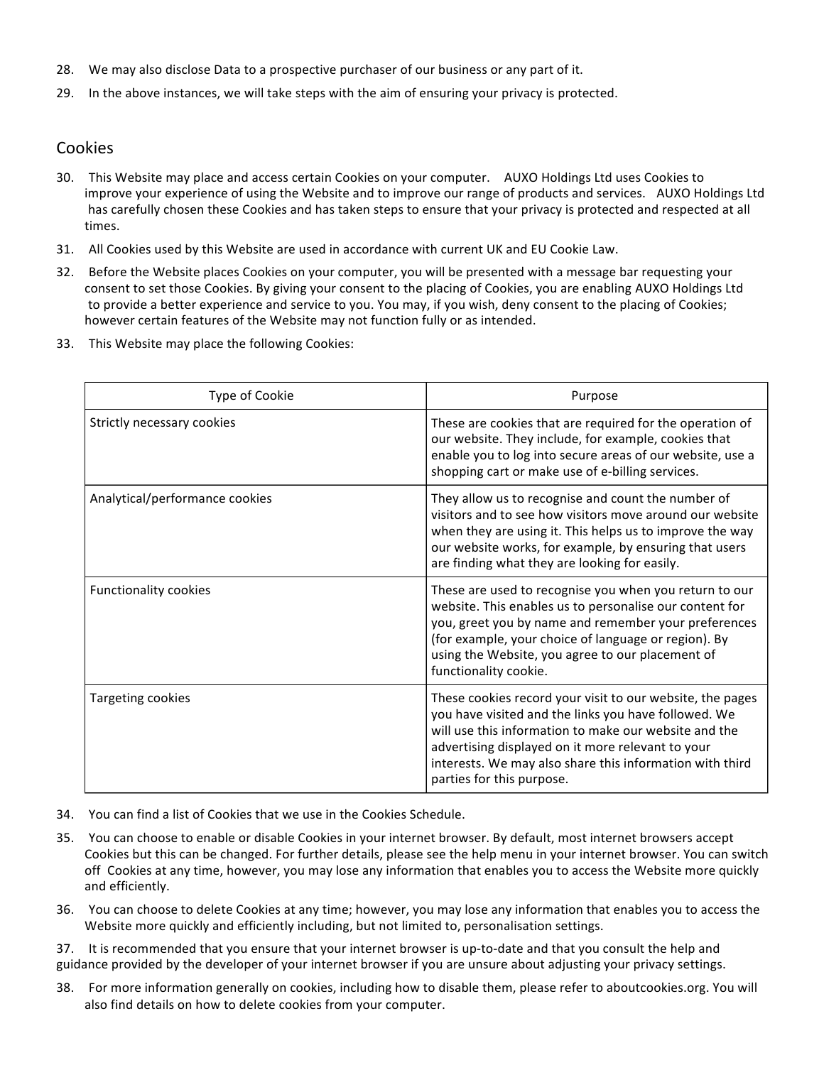28. We may also disclose Data to a prospective purchaser of our business or any part of it.

29. In the above instances, we will take steps with the aim of ensuring your privacy is protected.

## Cookies

30. This Website may place and access certain Cookies on your computer. AUXO Holdings Ltd uses Cookies to improve your experience of using the Website and to improve our range of products and services. AUXO Holdings Ltd has carefully chosen these Cookies and has taken steps to ensure that your privacy is protected and respected at all times.

31. All Cookies used by this Website are used in accordance with current UK and EU Cookie Law.

32. Before the Website places Cookies on your computer, you will be presented with a message bar requesting your consent to set those Cookies. By giving your consent to the placing of Cookies, you are enabling AUXO Holdings Ltd to provide a better experience and service to you. You may, if you wish, deny consent to the placing of Cookies; however certain features of the Website may not function fully or as intended.

33. This Website may place the following Cookies:

| Type of Cookie | Purpose |
|---|---|
| Strictly necessary cookies | These are cookies that are required for the operation of our website. They include, for example, cookies that enable you to log into secure areas of our website, use a shopping cart or make use of e-billing services. |
| Analytical/performance cookies | They allow us to recognise and count the number of visitors and to see how visitors move around our website when they are using it. This helps us to improve the way our website works, for example, by ensuring that users are finding what they are looking for easily. |
| Functionality cookies | These are used to recognise you when you return to our website. This enables us to personalise our content for you, greet you by name and remember your preferences (for example, your choice of language or region). By using the Website, you agree to our placement of functionality cookie. |
| Targeting cookies | These cookies record your visit to our website, the pages you have visited and the links you have followed. We will use this information to make our website and the advertising displayed on it more relevant to your interests. We may also share this information with third parties for this purpose. |

34. You can find a list of Cookies that we use in the Cookies Schedule.

35. You can choose to enable or disable Cookies in your internet browser. By default, most internet browsers accept Cookies but this can be changed. For further details, please see the help menu in your internet browser. You can switch off Cookies at any time, however, you may lose any information that enables you to access the Website more quickly and efficiently.

36. You can choose to delete Cookies at any time; however, you may lose any information that enables you to access the Website more quickly and efficiently including, but not limited to, personalisation settings.

37. It is recommended that you ensure that your internet browser is up-to-date and that you consult the help and guidance provided by the developer of your internet browser if you are unsure about adjusting your privacy settings.

38. For more information generally on cookies, including how to disable them, please refer to aboutcookies.org. You will also find details on how to delete cookies from your computer.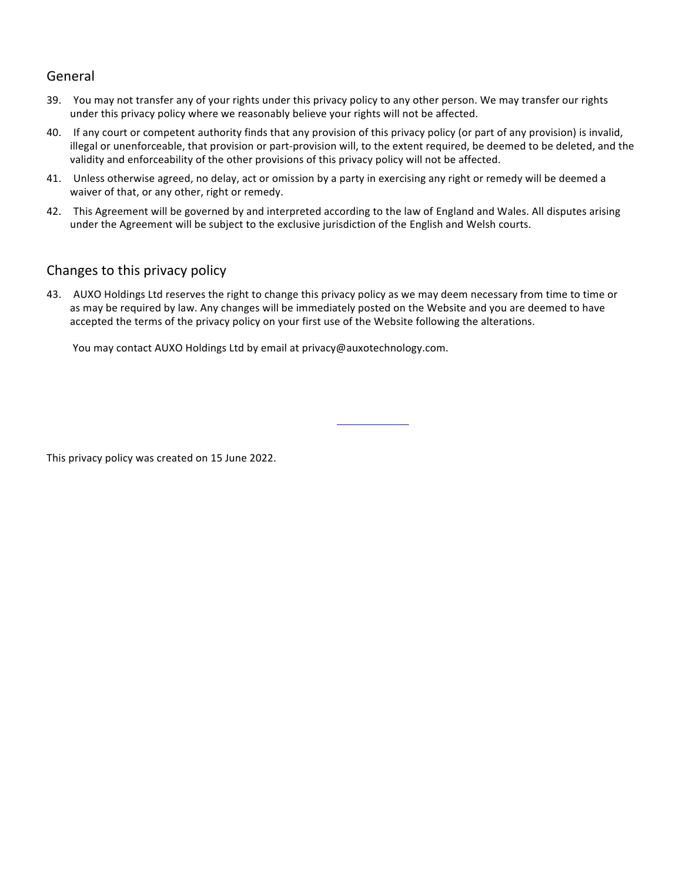## General

39. You may not transfer any of your rights under this privacy policy to any other person. We may transfer our rights under this privacy policy where we reasonably believe your rights will not be affected.
40. If any court or competent authority finds that any provision of this privacy policy (or part of any provision) is invalid, illegal or unenforceable, that provision or part-provision will, to the extent required, be deemed to be deleted, and the validity and enforceability of the other provisions of this privacy policy will not be affected.
41. Unless otherwise agreed, no delay, act or omission by a party in exercising any right or remedy will be deemed a waiver of that, or any other, right or remedy.
42. This Agreement will be governed by and interpreted according to the law of England and Wales. All disputes arising under the Agreement will be subject to the exclusive jurisdiction of the English and Welsh courts.

## Changes to this privacy policy

43. AUXO Holdings Ltd reserves the right to change this privacy policy as we may deem necessary from time to time or as may be required by law. Any changes will be immediately posted on the Website and you are deemed to have accepted the terms of the privacy policy on your first use of the Website following the alterations.

    You may contact AUXO Holdings Ltd by email at privacy@auxotechnology.com.

---

This privacy policy was created on 15 June 2022.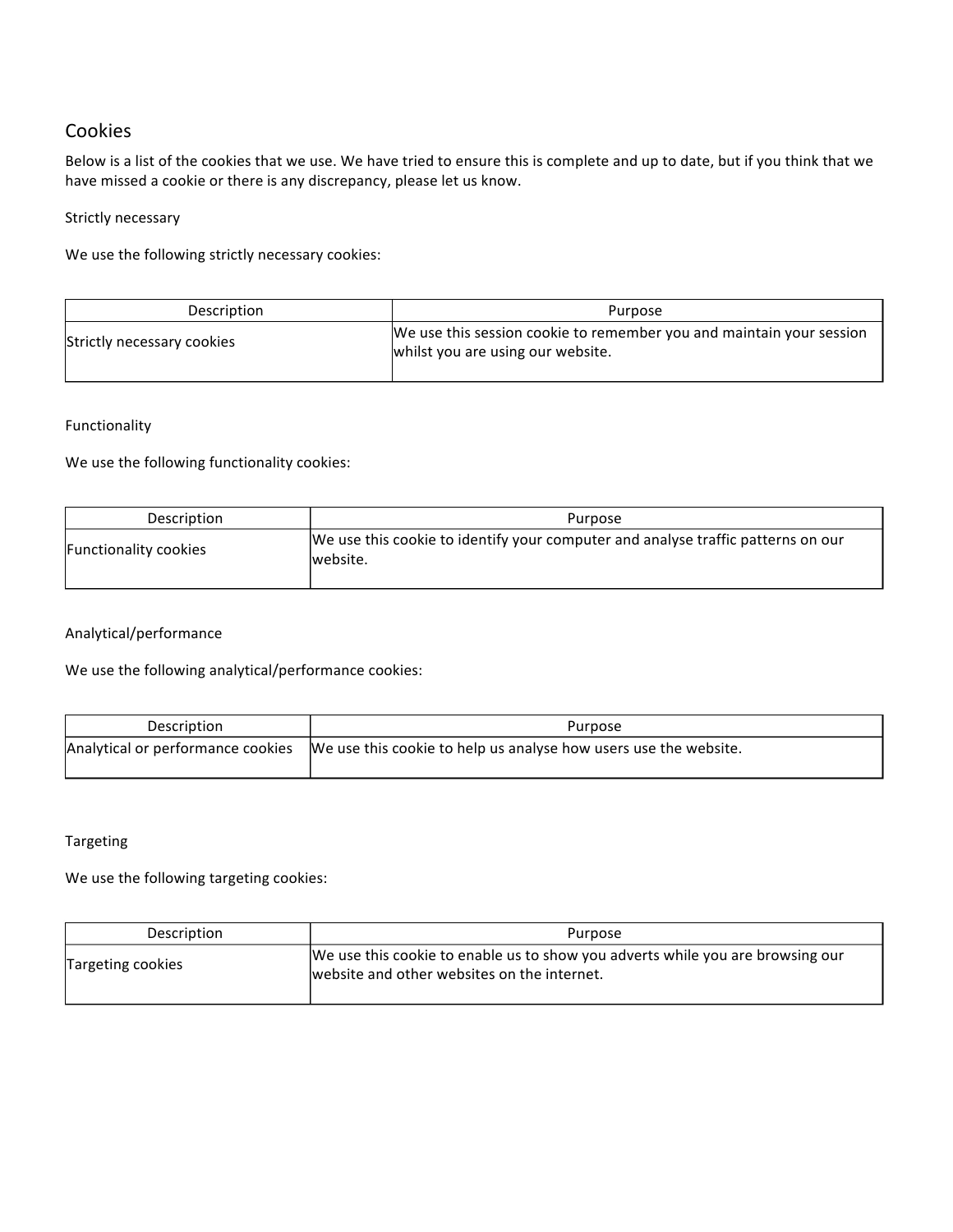## Cookies

Below is a list of the cookies that we use. We have tried to ensure this is complete and up to date, but if you think that we have missed a cookie or there is any discrepancy, please let us know.

### Strictly necessary

We use the following strictly necessary cookies:

| Description | Purpose |
|---|---|
| Strictly necessary cookies | We use this session cookie to remember you and maintain your session whilst you are using our website. |

### Functionality

We use the following functionality cookies:

| Description | Purpose |
|---|---|
| Functionality cookies | We use this cookie to identify your computer and analyse traffic patterns on our website. |

### Analytical/performance

We use the following analytical/performance cookies:

| Description | Purpose |
|---|---|
| Analytical or performance cookies | We use this cookie to help us analyse how users use the website. |

### Targeting

We use the following targeting cookies:

| Description | Purpose |
|---|---|
| Targeting cookies | We use this cookie to enable us to show you adverts while you are browsing our website and other websites on the internet. |